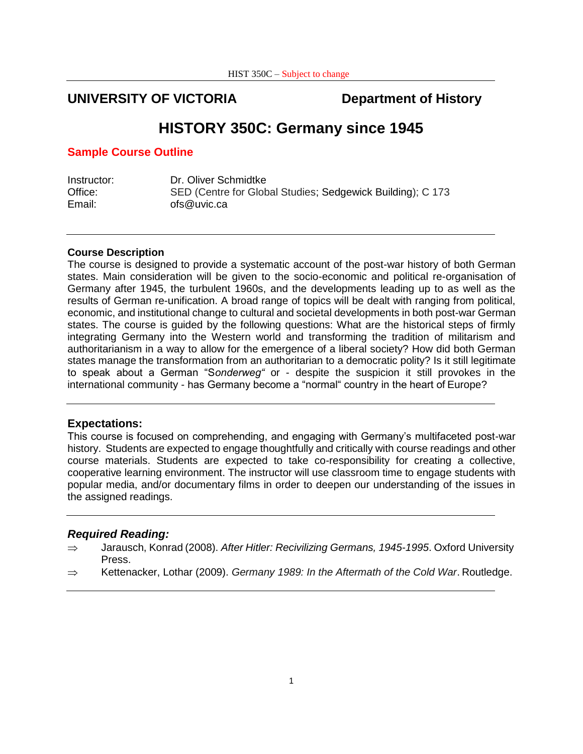**UNIVERSITY OF VICTORIA** **Department of History**

# HISTORY 350C: Germany since 1945

## Sample Course Outline

| | |
|---|---|
| Instructor: | Dr. Oliver Schmidtke |
| Office: | SED (Centre for Global Studies; Sedgewick Building); C 173 |
| Email: | ofs@uvic.ca |

---

**Course Description**

The course is designed to provide a systematic account of the post-war history of both German states. Main consideration will be given to the socio-economic and political re-organisation of Germany after 1945, the turbulent 1960s, and the developments leading up to as well as the results of German re-unification. A broad range of topics will be dealt with ranging from political, economic, and institutional change to cultural and societal developments in both post-war German states. The course is guided by the following questions: What are the historical steps of firmly integrating Germany into the Western world and transforming the tradition of militarism and authoritarianism in a way to allow for the emergence of a liberal society? How did both German states manage the transformation from an authoritarian to a democratic polity? Is it still legitimate to speak about a German "S*onderweg"* or - despite the suspicion it still provokes in the international community - has Germany become a "normal" country in the heart of Europe?

---

### Expectations:

This course is focused on comprehending, and engaging with Germany's multifaceted post-war history. Students are expected to engage thoughtfully and critically with course readings and other course materials. Students are expected to take co-responsibility for creating a collective, cooperative learning environment. The instructor will use classroom time to engage students with popular media, and/or documentary films in order to deepen our understanding of the issues in the assigned readings.

---

### *Required Reading:*

- ⇒ Jarausch, Konrad (2008). *After Hitler: Recivilizing Germans, 1945-1995*. Oxford University Press.
- ⇒ Kettenacker, Lothar (2009). *Germany 1989: In the Aftermath of the Cold War*. Routledge.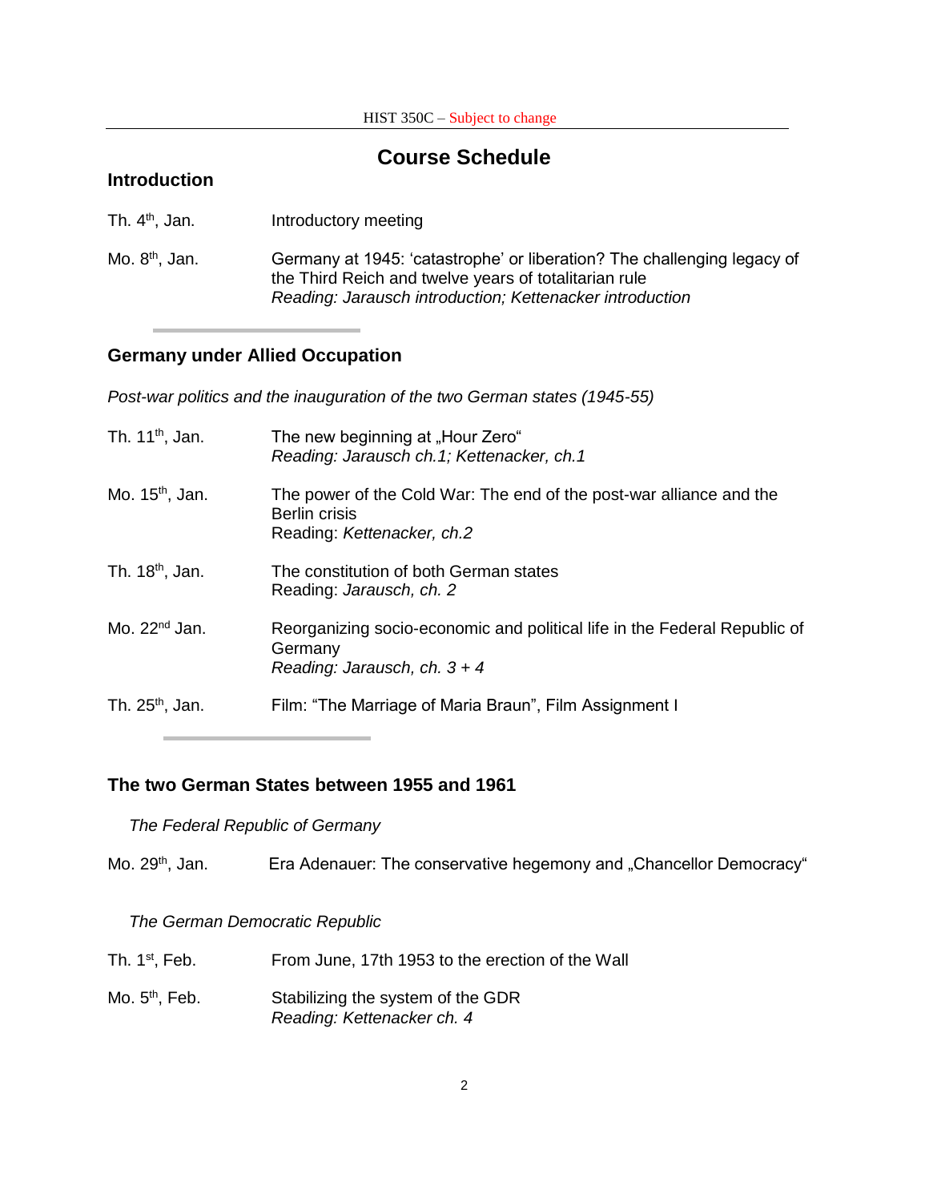# Course Schedule

## Introduction

| | |
|---|---|
| Th. 4th, Jan. | Introductory meeting |
| Mo. 8th, Jan. | Germany at 1945: 'catastrophe' or liberation? The challenging legacy of the Third Reich and twelve years of totalitarian rule<br>*Reading: Jarausch introduction; Kettenacker introduction* |

## Germany under Allied Occupation

*Post-war politics and the inauguration of the two German states (1945-55)*

| | |
|---|---|
| Th. 11th, Jan. | The new beginning at „Hour Zero"<br>*Reading: Jarausch ch.1; Kettenacker, ch.1* |
| Mo. 15th, Jan. | The power of the Cold War: The end of the post-war alliance and the Berlin crisis<br>Reading: *Kettenacker, ch.2* |
| Th. 18th, Jan. | The constitution of both German states<br>Reading: *Jarausch, ch. 2* |
| Mo. 22nd Jan. | Reorganizing socio-economic and political life in the Federal Republic of Germany<br>*Reading: Jarausch, ch. 3 + 4* |
| Th. 25th, Jan. | Film: "The Marriage of Maria Braun", Film Assignment I |

## The two German States between 1955 and 1961

*The Federal Republic of Germany*

| | |
|---|---|
| Mo. 29th, Jan. | Era Adenauer: The conservative hegemony and „Chancellor Democracy" |

*The German Democratic Republic*

| | |
|---|---|
| Th. 1st, Feb. | From June, 17th 1953 to the erection of the Wall |
| Mo. 5th, Feb. | Stabilizing the system of the GDR<br>*Reading: Kettenacker ch. 4* |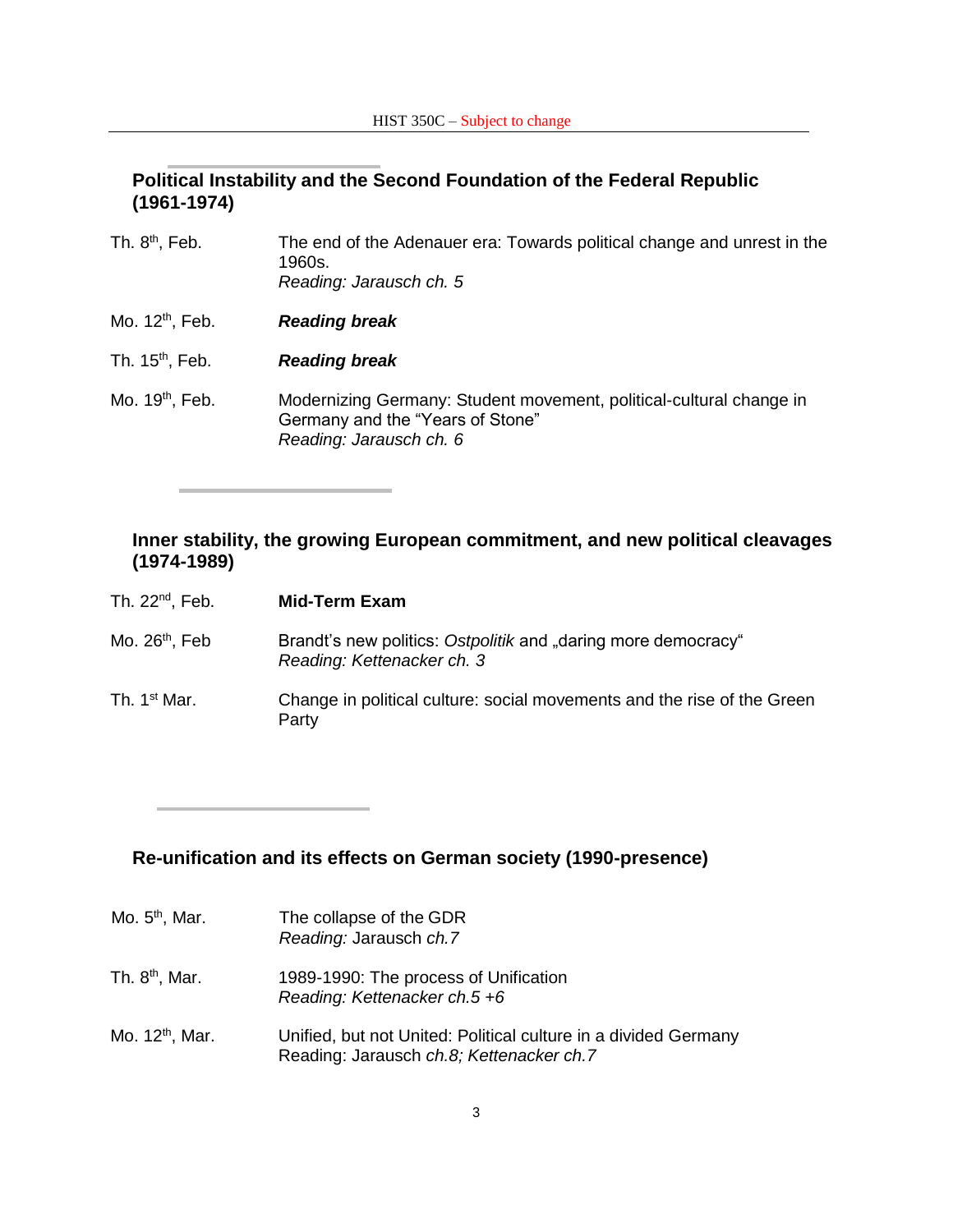## Political Instability and the Second Foundation of the Federal Republic (1961-1974)

| | |
|---|---|
| Th. 8th, Feb. | The end of the Adenauer era: Towards political change and unrest in the 1960s.<br>*Reading: Jarausch ch. 5* |
| Mo. 12th, Feb. | ***Reading break*** |
| Th. 15th, Feb. | ***Reading break*** |
| Mo. 19th, Feb. | Modernizing Germany: Student movement, political-cultural change in Germany and the "Years of Stone"<br>*Reading: Jarausch ch. 6* |

## Inner stability, the growing European commitment, and new political cleavages (1974-1989)

| | |
|---|---|
| Th. 22nd, Feb. | **Mid-Term Exam** |
| Mo. 26th, Feb | Brandt's new politics: *Ostpolitik* and „daring more democracy"<br>*Reading: Kettenacker ch. 3* |
| Th. 1st Mar. | Change in political culture: social movements and the rise of the Green Party |

## Re-unification and its effects on German society (1990-presence)

| | |
|---|---|
| Mo. 5th, Mar. | The collapse of the GDR<br>*Reading:* Jarausch *ch.7* |
| Th. 8th, Mar. | 1989-1990: The process of Unification<br>*Reading: Kettenacker ch.5 +6* |
| Mo. 12th, Mar. | Unified, but not United: Political culture in a divided Germany<br>Reading: Jarausch *ch.8; Kettenacker ch.7* |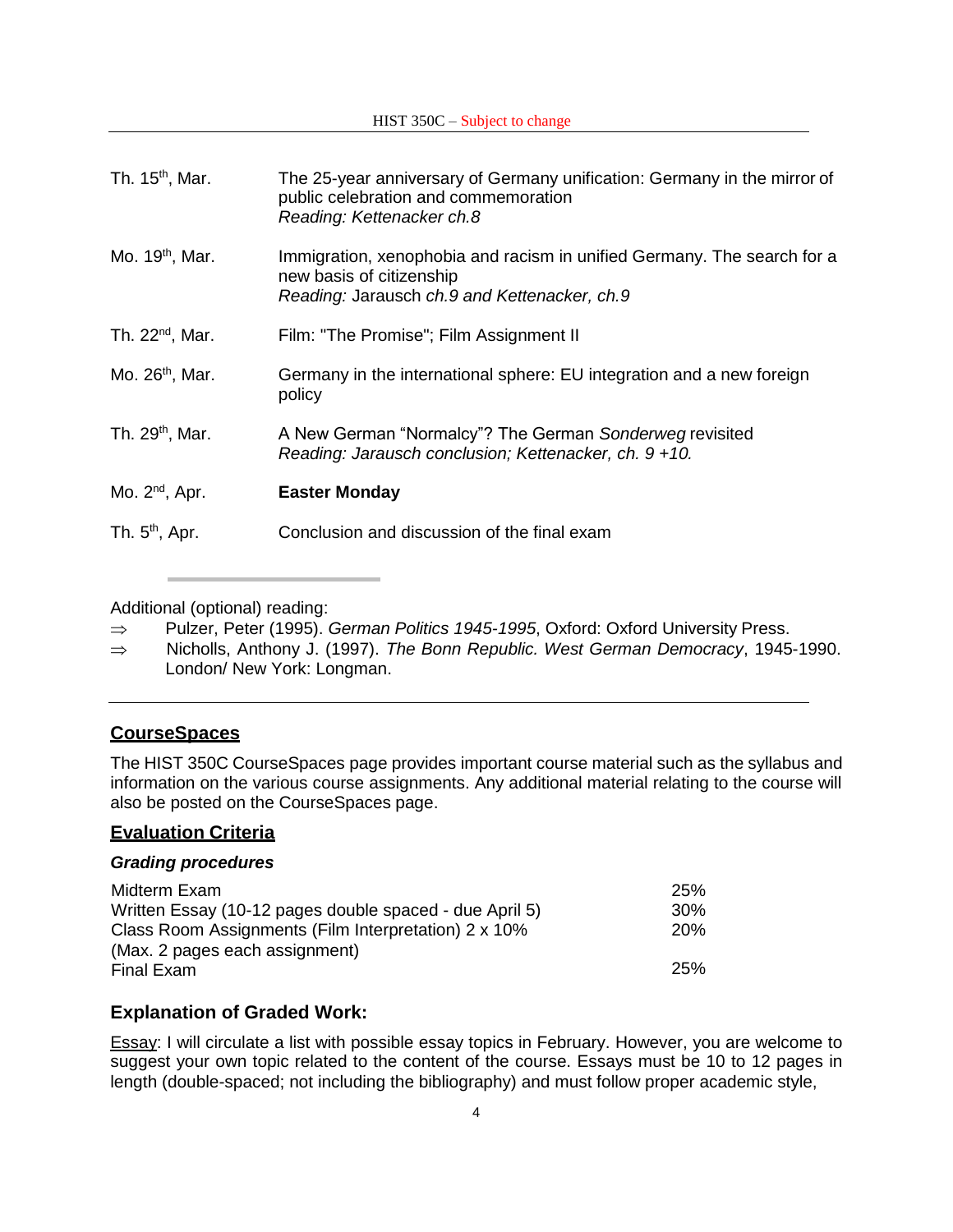| | |
|---|---|
| Th. 15th, Mar. | The 25-year anniversary of Germany unification: Germany in the mirror of public celebration and commemoration<br>*Reading: Kettenacker ch.8* |
| Mo. 19th, Mar. | Immigration, xenophobia and racism in unified Germany. The search for a new basis of citizenship<br>*Reading:* Jarausch *ch.9 and Kettenacker, ch.9* |
| Th. 22nd, Mar. | Film: "The Promise"; Film Assignment II |
| Mo. 26th, Mar. | Germany in the international sphere: EU integration and a new foreign policy |
| Th. 29th, Mar. | A New German "Normalcy"? The German *Sonderweg* revisited<br>*Reading: Jarausch conclusion; Kettenacker, ch. 9 +10.* |
| Mo. 2nd, Apr. | **Easter Monday** |
| Th. 5th, Apr. | Conclusion and discussion of the final exam |

---

Additional (optional) reading:

⇒ Pulzer, Peter (1995). *German Politics 1945-1995*, Oxford: Oxford University Press.

⇒ Nicholls, Anthony J. (1997). *The Bonn Republic. West German Democracy*, 1945-1990. London/ New York: Longman.

---

## CourseSpaces

The HIST 350C CourseSpaces page provides important course material such as the syllabus and information on the various course assignments. Any additional material relating to the course will also be posted on the CourseSpaces page.

## Evaluation Criteria

### *Grading procedures*

| | |
|---|---|
| Midterm Exam | 25% |
| Written Essay (10-12 pages double spaced - due April 5) | 30% |
| Class Room Assignments (Film Interpretation) 2 x 10%<br>(Max. 2 pages each assignment) | 20% |
| Final Exam | 25% |

## Explanation of Graded Work:

Essay: I will circulate a list with possible essay topics in February. However, you are welcome to suggest your own topic related to the content of the course. Essays must be 10 to 12 pages in length (double-spaced; not including the bibliography) and must follow proper academic style,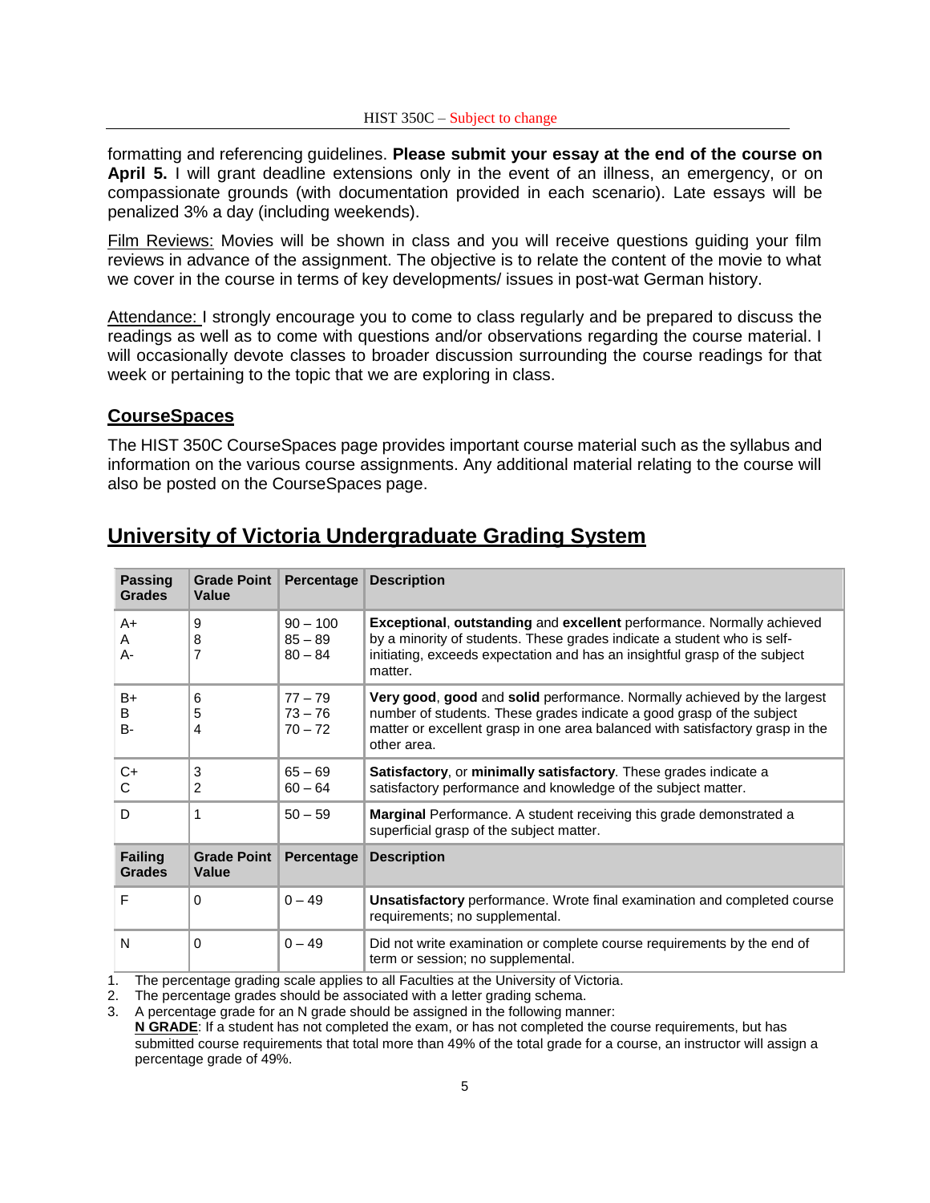formatting and referencing guidelines. **Please submit your essay at the end of the course on April 5.** I will grant deadline extensions only in the event of an illness, an emergency, or on compassionate grounds (with documentation provided in each scenario). Late essays will be penalized 3% a day (including weekends).

Film Reviews: Movies will be shown in class and you will receive questions guiding your film reviews in advance of the assignment. The objective is to relate the content of the movie to what we cover in the course in terms of key developments/ issues in post-wat German history.

Attendance: I strongly encourage you to come to class regularly and be prepared to discuss the readings as well as to come with questions and/or observations regarding the course material. I will occasionally devote classes to broader discussion surrounding the course readings for that week or pertaining to the topic that we are exploring in class.

## CourseSpaces

The HIST 350C CourseSpaces page provides important course material such as the syllabus and information on the various course assignments. Any additional material relating to the course will also be posted on the CourseSpaces page.

## University of Victoria Undergraduate Grading System

| Passing Grades | Grade Point Value | Percentage | Description |
|---|---|---|---|
| A+<br>A<br>A- | 9<br>8<br>7 | 90 – 100<br>85 – 89<br>80 – 84 | **Exceptional**, **outstanding** and **excellent** performance. Normally achieved by a minority of students. These grades indicate a student who is self-initiating, exceeds expectation and has an insightful grasp of the subject matter. |
| B+<br>B<br>B- | 6<br>5<br>4 | 77 – 79<br>73 – 76<br>70 – 72 | **Very good**, **good** and **solid** performance. Normally achieved by the largest number of students. These grades indicate a good grasp of the subject matter or excellent grasp in one area balanced with satisfactory grasp in the other area. |
| C+<br>C | 3<br>2 | 65 – 69<br>60 – 64 | **Satisfactory**, or **minimally satisfactory**. These grades indicate a satisfactory performance and knowledge of the subject matter. |
| D | 1 | 50 – 59 | **Marginal** Performance. A student receiving this grade demonstrated a superficial grasp of the subject matter. |
| **Failing Grades** | **Grade Point Value** | **Percentage** | **Description** |
| F | 0 | 0 – 49 | **Unsatisfactory** performance. Wrote final examination and completed course requirements; no supplemental. |
| N | 0 | 0 – 49 | Did not write examination or complete course requirements by the end of term or session; no supplemental. |

1. The percentage grading scale applies to all Faculties at the University of Victoria.
2. The percentage grades should be associated with a letter grading schema.
3. A percentage grade for an N grade should be assigned in the following manner:
   **N GRADE**: If a student has not completed the exam, or has not completed the course requirements, but has submitted course requirements that total more than 49% of the total grade for a course, an instructor will assign a percentage grade of 49%.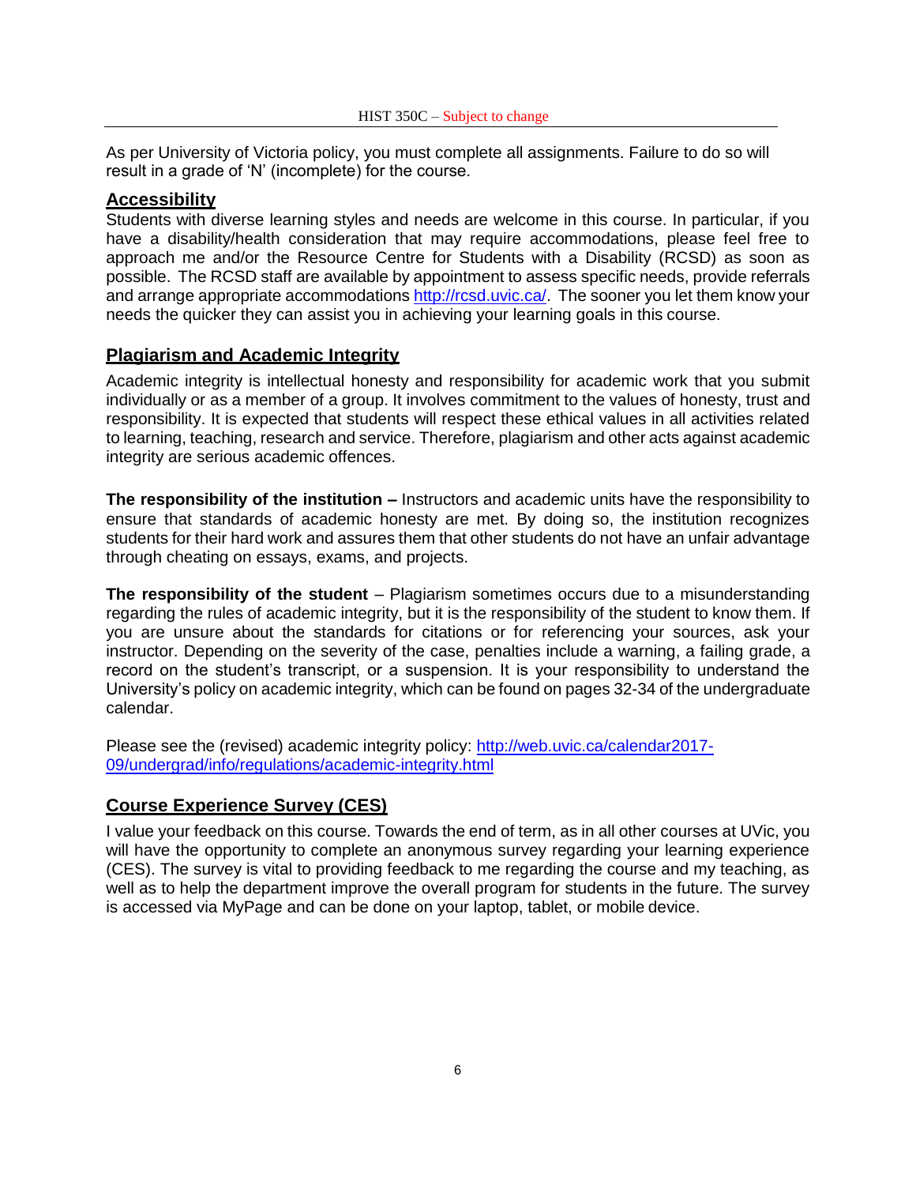As per University of Victoria policy, you must complete all assignments. Failure to do so will result in a grade of 'N' (incomplete) for the course.

## Accessibility

Students with diverse learning styles and needs are welcome in this course. In particular, if you have a disability/health consideration that may require accommodations, please feel free to approach me and/or the Resource Centre for Students with a Disability (RCSD) as soon as possible. The RCSD staff are available by appointment to assess specific needs, provide referrals and arrange appropriate accommodations http://rcsd.uvic.ca/. The sooner you let them know your needs the quicker they can assist you in achieving your learning goals in this course.

## Plagiarism and Academic Integrity

Academic integrity is intellectual honesty and responsibility for academic work that you submit individually or as a member of a group. It involves commitment to the values of honesty, trust and responsibility. It is expected that students will respect these ethical values in all activities related to learning, teaching, research and service. Therefore, plagiarism and other acts against academic integrity are serious academic offences.

**The responsibility of the institution –** Instructors and academic units have the responsibility to ensure that standards of academic honesty are met. By doing so, the institution recognizes students for their hard work and assures them that other students do not have an unfair advantage through cheating on essays, exams, and projects.

**The responsibility of the student** – Plagiarism sometimes occurs due to a misunderstanding regarding the rules of academic integrity, but it is the responsibility of the student to know them. If you are unsure about the standards for citations or for referencing your sources, ask your instructor. Depending on the severity of the case, penalties include a warning, a failing grade, a record on the student's transcript, or a suspension. It is your responsibility to understand the University's policy on academic integrity, which can be found on pages 32-34 of the undergraduate calendar.

Please see the (revised) academic integrity policy: http://web.uvic.ca/calendar2017-09/undergrad/info/regulations/academic-integrity.html

## Course Experience Survey (CES)

I value your feedback on this course. Towards the end of term, as in all other courses at UVic, you will have the opportunity to complete an anonymous survey regarding your learning experience (CES). The survey is vital to providing feedback to me regarding the course and my teaching, as well as to help the department improve the overall program for students in the future. The survey is accessed via MyPage and can be done on your laptop, tablet, or mobile device.